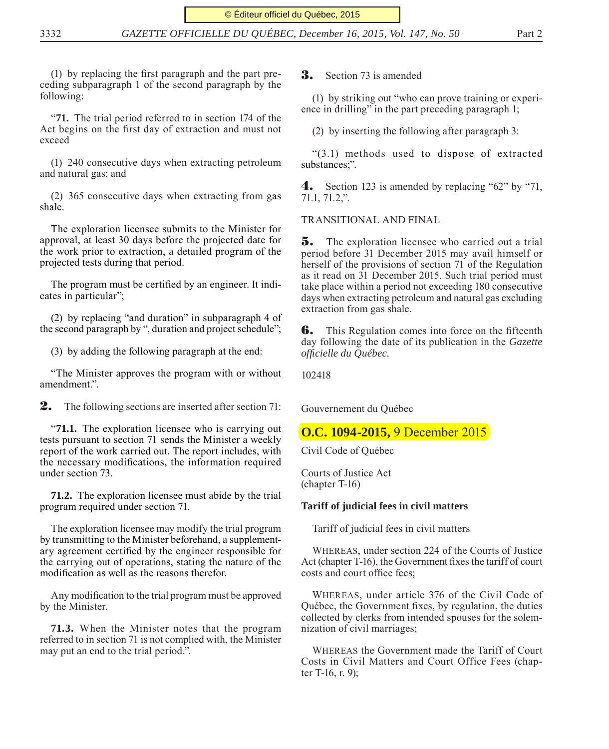(1) by replacing the first paragraph and the part preceding subparagraph 1 of the second paragraph by the following:

"**71.** The trial period referred to in section 174 of the Act begins on the first day of extraction and must not exceed

(1) 240 consecutive days when extracting petroleum and natural gas; and

(2) 365 consecutive days when extracting from gas shale.

The exploration licensee submits to the Minister for approval, at least 30 days before the projected date for the work prior to extraction, a detailed program of the projected tests during that period.

The program must be certified by an engineer. It indicates in particular";

(2) by replacing "and duration" in subparagraph 4 of the second paragraph by ", duration and project schedule";

(3) by adding the following paragraph at the end:

"The Minister approves the program with or without amendment.".

**2.** The following sections are inserted after section 71:

"**71.1.** The exploration licensee who is carrying out tests pursuant to section 71 sends the Minister a weekly report of the work carried out. The report includes, with the necessary modifications, the information required under section 73.

**71.2.** The exploration licensee must abide by the trial program required under section 71.

The exploration licensee may modify the trial program by transmitting to the Minister beforehand, a supplementary agreement certified by the engineer responsible for the carrying out of operations, stating the nature of the modification as well as the reasons therefor.

Any modification to the trial program must be approved by the Minister.

**71.3.** When the Minister notes that the program referred to in section 71 is not complied with, the Minister may put an end to the trial period.".

**3.** Section 73 is amended

(1) by striking out "who can prove training or experience in drilling" in the part preceding paragraph 1;

(2) by inserting the following after paragraph 3:

"(3.1) methods used to dispose of extracted substances;".

**4.** Section 123 is amended by replacing "62" by "71, 71.1, 71.2,".

TRANSITIONAL AND FINAL

**5.** The exploration licensee who carried out a trial period before 31 December 2015 may avail himself or herself of the provisions of section 71 of the Regulation as it read on 31 December 2015. Such trial period must take place within a period not exceeding 180 consecutive days when extracting petroleum and natural gas excluding extraction from gas shale.

**6.** This Regulation comes into force on the fifteenth day following the date of its publication in the *Gazette officielle du Québec*.

102418

Gouvernement du Québec

## **O.C. 1094-2015,** 9 December 2015

Civil Code of Québec

Courts of Justice Act
(chapter T-16)

**Tariff of judicial fees in civil matters**

Tariff of judicial fees in civil matters

WHEREAS, under section 224 of the Courts of Justice Act (chapter T-16), the Government fixes the tariff of court costs and court office fees;

WHEREAS, under article 376 of the Civil Code of Québec, the Government fixes, by regulation, the duties collected by clerks from intended spouses for the solemnization of civil marriages;

WHEREAS the Government made the Tariff of Court Costs in Civil Matters and Court Office Fees (chapter T-16, r. 9);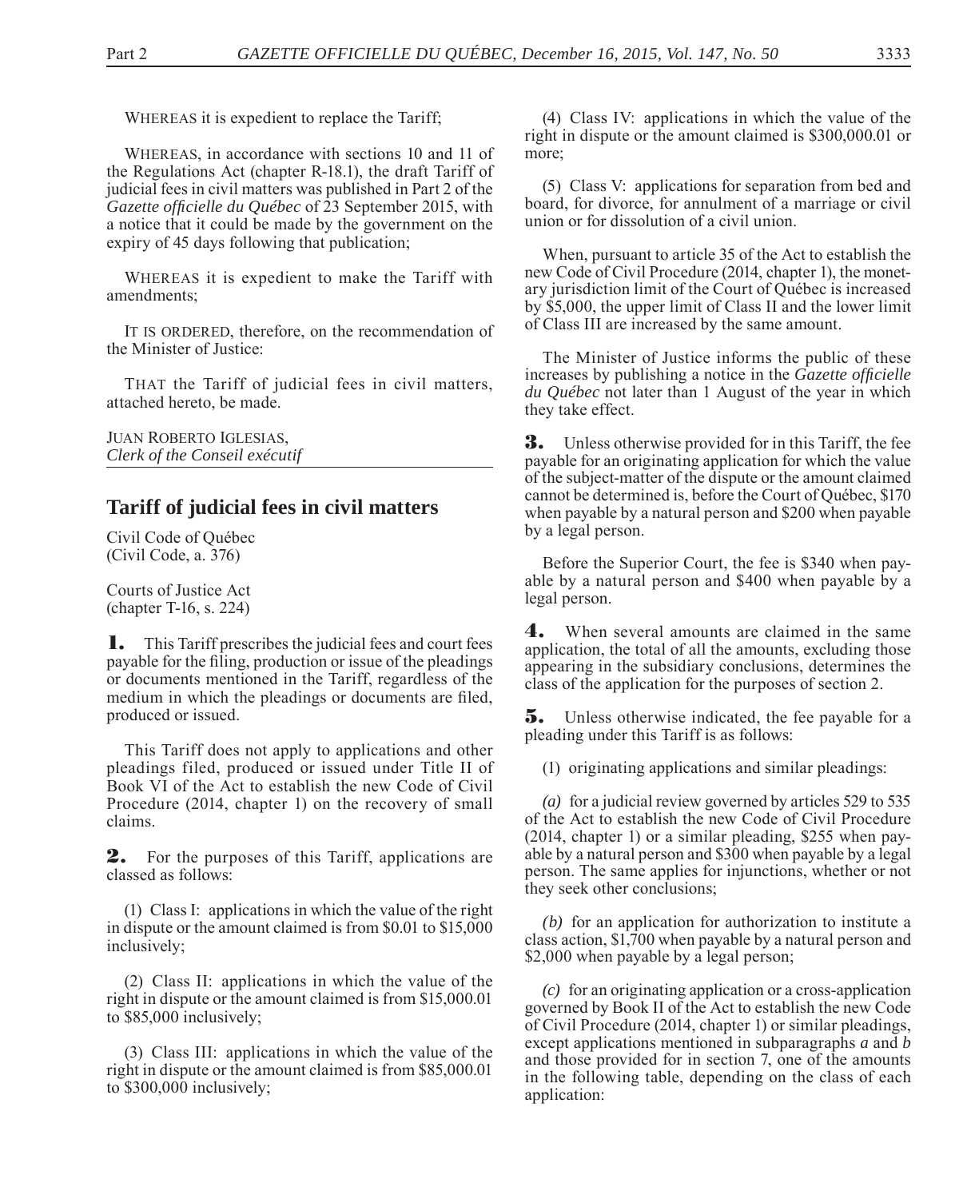WHEREAS it is expedient to replace the Tariff;

WHEREAS, in accordance with sections 10 and 11 of the Regulations Act (chapter R-18.1), the draft Tariff of judicial fees in civil matters was published in Part 2 of the *Gazette officielle du Québec* of 23 September 2015, with a notice that it could be made by the government on the expiry of 45 days following that publication;

WHEREAS it is expedient to make the Tariff with amendments;

IT IS ORDERED, therefore, on the recommendation of the Minister of Justice:

THAT the Tariff of judicial fees in civil matters, attached hereto, be made.

JUAN ROBERTO IGLESIAS,
*Clerk of the Conseil exécutif*

## Tariff of judicial fees in civil matters

Civil Code of Québec
(Civil Code, a. 376)

Courts of Justice Act
(chapter T-16, s. 224)

**1.** This Tariff prescribes the judicial fees and court fees payable for the filing, production or issue of the pleadings or documents mentioned in the Tariff, regardless of the medium in which the pleadings or documents are filed, produced or issued.

This Tariff does not apply to applications and other pleadings filed, produced or issued under Title II of Book VI of the Act to establish the new Code of Civil Procedure (2014, chapter 1) on the recovery of small claims.

**2.** For the purposes of this Tariff, applications are classed as follows:

(1) Class I: applications in which the value of the right in dispute or the amount claimed is from $0.01 to $15,000 inclusively;

(2) Class II: applications in which the value of the right in dispute or the amount claimed is from $15,000.01 to $85,000 inclusively;

(3) Class III: applications in which the value of the right in dispute or the amount claimed is from $85,000.01 to $300,000 inclusively;

(4) Class IV: applications in which the value of the right in dispute or the amount claimed is $300,000.01 or more;

(5) Class V: applications for separation from bed and board, for divorce, for annulment of a marriage or civil union or for dissolution of a civil union.

When, pursuant to article 35 of the Act to establish the new Code of Civil Procedure (2014, chapter 1), the monetary jurisdiction limit of the Court of Québec is increased by $5,000, the upper limit of Class II and the lower limit of Class III are increased by the same amount.

The Minister of Justice informs the public of these increases by publishing a notice in the *Gazette officielle du Québec* not later than 1 August of the year in which they take effect.

**3.** Unless otherwise provided for in this Tariff, the fee payable for an originating application for which the value of the subject-matter of the dispute or the amount claimed cannot be determined is, before the Court of Québec, $170 when payable by a natural person and $200 when payable by a legal person.

Before the Superior Court, the fee is $340 when payable by a natural person and $400 when payable by a legal person.

**4.** When several amounts are claimed in the same application, the total of all the amounts, excluding those appearing in the subsidiary conclusions, determines the class of the application for the purposes of section 2.

**5.** Unless otherwise indicated, the fee payable for a pleading under this Tariff is as follows:

(1) originating applications and similar pleadings:

*(a)* for a judicial review governed by articles 529 to 535 of the Act to establish the new Code of Civil Procedure (2014, chapter 1) or a similar pleading, $255 when payable by a natural person and $300 when payable by a legal person. The same applies for injunctions, whether or not they seek other conclusions;

*(b)* for an application for authorization to institute a class action, $1,700 when payable by a natural person and $2,000 when payable by a legal person;

*(c)* for an originating application or a cross-application governed by Book II of the Act to establish the new Code of Civil Procedure (2014, chapter 1) or similar pleadings, except applications mentioned in subparagraphs *a* and *b* and those provided for in section 7, one of the amounts in the following table, depending on the class of each application: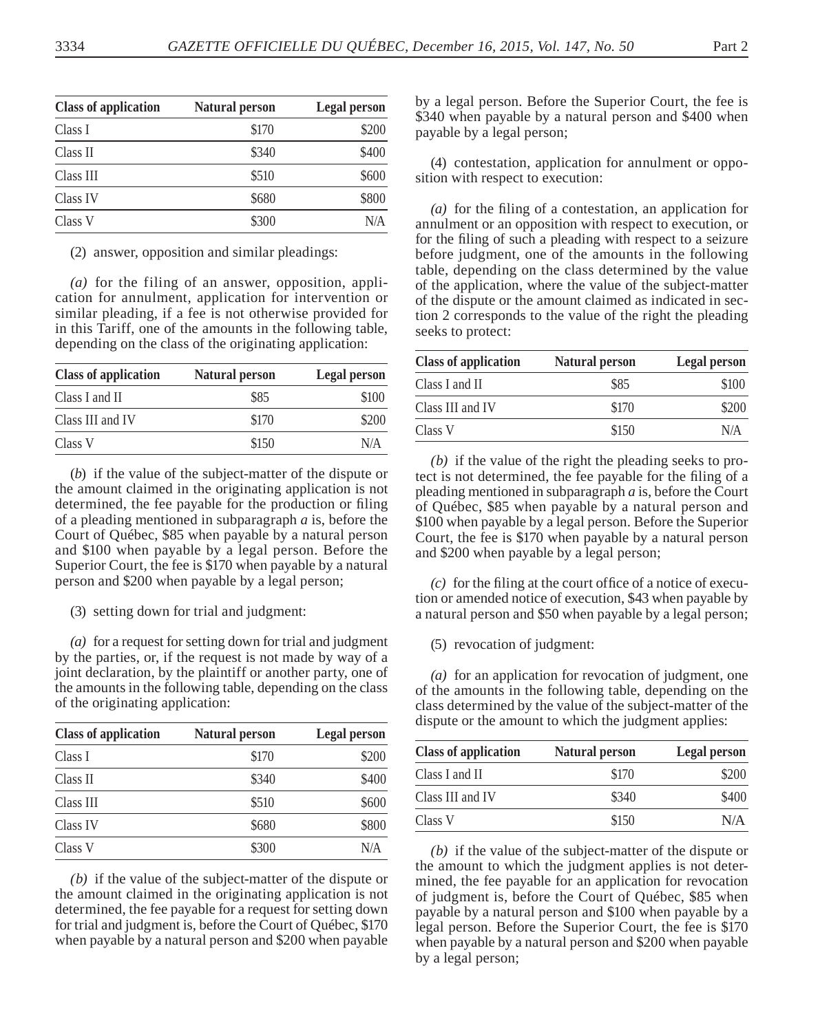| Class of application | Natural person | Legal person |
| --- | --- | --- |
| Class I | $170 | $200 |
| Class II | $340 | $400 |
| Class III | $510 | $600 |
| Class IV | $680 | $800 |
| Class V | $300 | N/A |

(2) answer, opposition and similar pleadings:

*(a)* for the filing of an answer, opposition, application for annulment, application for intervention or similar pleading, if a fee is not otherwise provided for in this Tariff, one of the amounts in the following table, depending on the class of the originating application:

| Class of application | Natural person | Legal person |
| --- | --- | --- |
| Class I and II | $85 | $100 |
| Class III and IV | $170 | $200 |
| Class V | $150 | N/A |

(*b*) if the value of the subject-matter of the dispute or the amount claimed in the originating application is not determined, the fee payable for the production or filing of a pleading mentioned in subparagraph *a* is, before the Court of Québec, $85 when payable by a natural person and $100 when payable by a legal person. Before the Superior Court, the fee is $170 when payable by a natural person and $200 when payable by a legal person;

(3) setting down for trial and judgment:

*(a)* for a request for setting down for trial and judgment by the parties, or, if the request is not made by way of a joint declaration, by the plaintiff or another party, one of the amounts in the following table, depending on the class of the originating application:

| Class of application | Natural person | Legal person |
| --- | --- | --- |
| Class I | $170 | $200 |
| Class II | $340 | $400 |
| Class III | $510 | $600 |
| Class IV | $680 | $800 |
| Class V | $300 | N/A |

*(b)* if the value of the subject-matter of the dispute or the amount claimed in the originating application is not determined, the fee payable for a request for setting down for trial and judgment is, before the Court of Québec, $170 when payable by a natural person and $200 when payable by a legal person. Before the Superior Court, the fee is $340 when payable by a natural person and $400 when payable by a legal person;

(4) contestation, application for annulment or opposition with respect to execution:

*(a)* for the filing of a contestation, an application for annulment or an opposition with respect to execution, or for the filing of such a pleading with respect to a seizure before judgment, one of the amounts in the following table, depending on the class determined by the value of the application, where the value of the subject-matter of the dispute or the amount claimed as indicated in section 2 corresponds to the value of the right the pleading seeks to protect:

| Class of application | Natural person | Legal person |
| --- | --- | --- |
| Class I and II | $85 | $100 |
| Class III and IV | $170 | $200 |
| Class V | $150 | N/A |

*(b)* if the value of the right the pleading seeks to protect is not determined, the fee payable for the filing of a pleading mentioned in subparagraph *a* is, before the Court of Québec, $85 when payable by a natural person and $100 when payable by a legal person. Before the Superior Court, the fee is $170 when payable by a natural person and $200 when payable by a legal person;

*(c)* for the filing at the court office of a notice of execution or amended notice of execution, $43 when payable by a natural person and $50 when payable by a legal person;

(5) revocation of judgment:

*(a)* for an application for revocation of judgment, one of the amounts in the following table, depending on the class determined by the value of the subject-matter of the dispute or the amount to which the judgment applies:

| Class of application | Natural person | Legal person |
| --- | --- | --- |
| Class I and II | $170 | $200 |
| Class III and IV | $340 | $400 |
| Class V | $150 | N/A |

*(b)* if the value of the subject-matter of the dispute or the amount to which the judgment applies is not determined, the fee payable for an application for revocation of judgment is, before the Court of Québec, $85 when payable by a natural person and $100 when payable by a legal person. Before the Superior Court, the fee is $170 when payable by a natural person and $200 when payable by a legal person;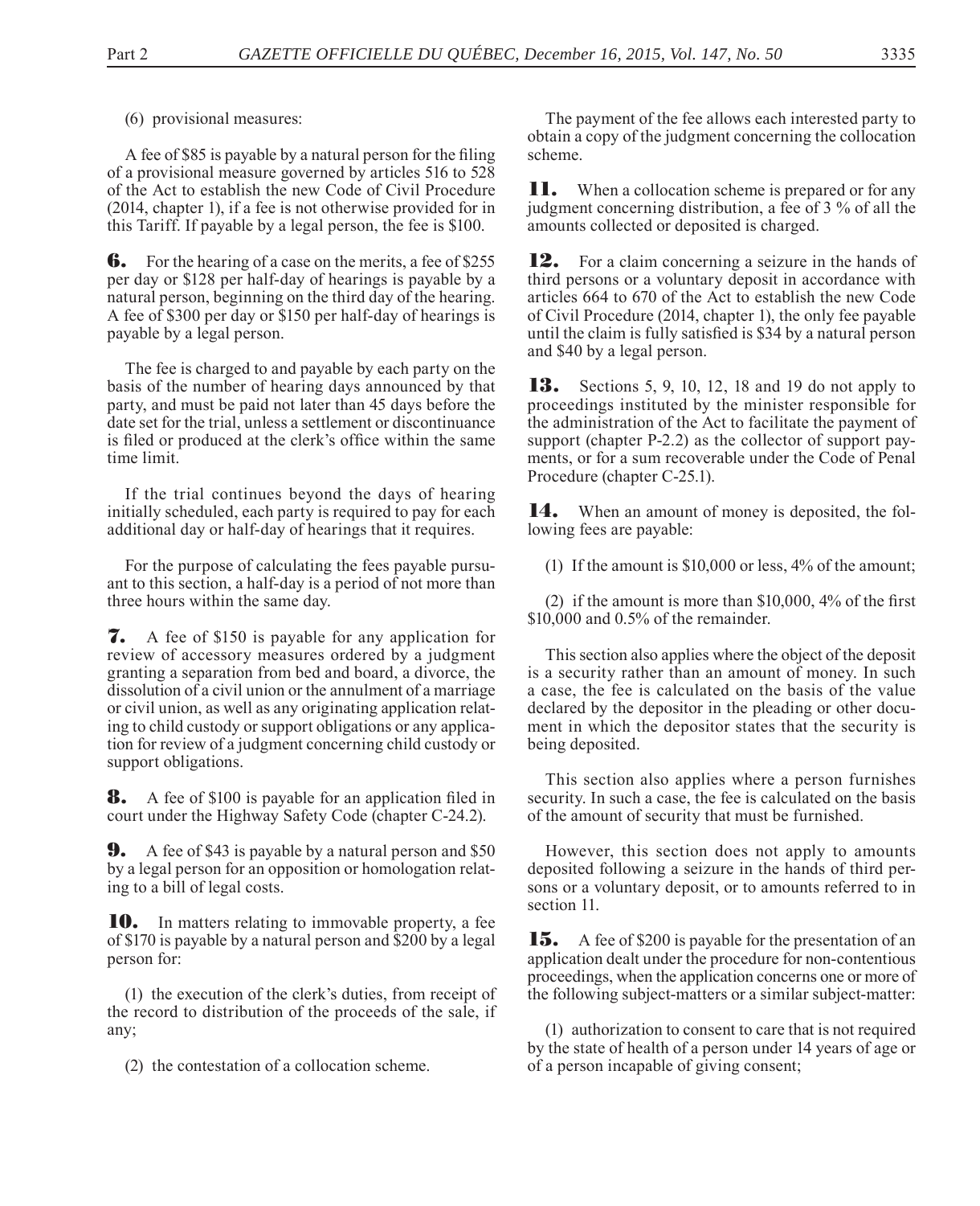(6) provisional measures:

A fee of $85 is payable by a natural person for the filing of a provisional measure governed by articles 516 to 528 of the Act to establish the new Code of Civil Procedure (2014, chapter 1), if a fee is not otherwise provided for in this Tariff. If payable by a legal person, the fee is $100.

**6.** For the hearing of a case on the merits, a fee of $255 per day or $128 per half-day of hearings is payable by a natural person, beginning on the third day of the hearing. A fee of $300 per day or $150 per half-day of hearings is payable by a legal person.

The fee is charged to and payable by each party on the basis of the number of hearing days announced by that party, and must be paid not later than 45 days before the date set for the trial, unless a settlement or discontinuance is filed or produced at the clerk's office within the same time limit.

If the trial continues beyond the days of hearing initially scheduled, each party is required to pay for each additional day or half-day of hearings that it requires.

For the purpose of calculating the fees payable pursuant to this section, a half-day is a period of not more than three hours within the same day.

**7.** A fee of $150 is payable for any application for review of accessory measures ordered by a judgment granting a separation from bed and board, a divorce, the dissolution of a civil union or the annulment of a marriage or civil union, as well as any originating application relating to child custody or support obligations or any application for review of a judgment concerning child custody or support obligations.

**8.** A fee of $100 is payable for an application filed in court under the Highway Safety Code (chapter C-24.2).

**9.** A fee of $43 is payable by a natural person and $50 by a legal person for an opposition or homologation relating to a bill of legal costs.

**10.** In matters relating to immovable property, a fee of $170 is payable by a natural person and $200 by a legal person for:

(1) the execution of the clerk's duties, from receipt of the record to distribution of the proceeds of the sale, if any;

(2) the contestation of a collocation scheme.

The payment of the fee allows each interested party to obtain a copy of the judgment concerning the collocation scheme.

**11.** When a collocation scheme is prepared or for any judgment concerning distribution, a fee of 3 % of all the amounts collected or deposited is charged.

**12.** For a claim concerning a seizure in the hands of third persons or a voluntary deposit in accordance with articles 664 to 670 of the Act to establish the new Code of Civil Procedure (2014, chapter 1), the only fee payable until the claim is fully satisfied is $34 by a natural person and $40 by a legal person.

**13.** Sections 5, 9, 10, 12, 18 and 19 do not apply to proceedings instituted by the minister responsible for the administration of the Act to facilitate the payment of support (chapter P-2.2) as the collector of support payments, or for a sum recoverable under the Code of Penal Procedure (chapter C-25.1).

**14.** When an amount of money is deposited, the following fees are payable:

(1) If the amount is $10,000 or less, 4% of the amount;

(2) if the amount is more than $10,000, 4% of the first $10,000 and 0.5% of the remainder.

This section also applies where the object of the deposit is a security rather than an amount of money. In such a case, the fee is calculated on the basis of the value declared by the depositor in the pleading or other document in which the depositor states that the security is being deposited.

This section also applies where a person furnishes security. In such a case, the fee is calculated on the basis of the amount of security that must be furnished.

However, this section does not apply to amounts deposited following a seizure in the hands of third persons or a voluntary deposit, or to amounts referred to in section 11.

**15.** A fee of $200 is payable for the presentation of an application dealt under the procedure for non-contentious proceedings, when the application concerns one or more of the following subject-matters or a similar subject-matter:

(1) authorization to consent to care that is not required by the state of health of a person under 14 years of age or of a person incapable of giving consent;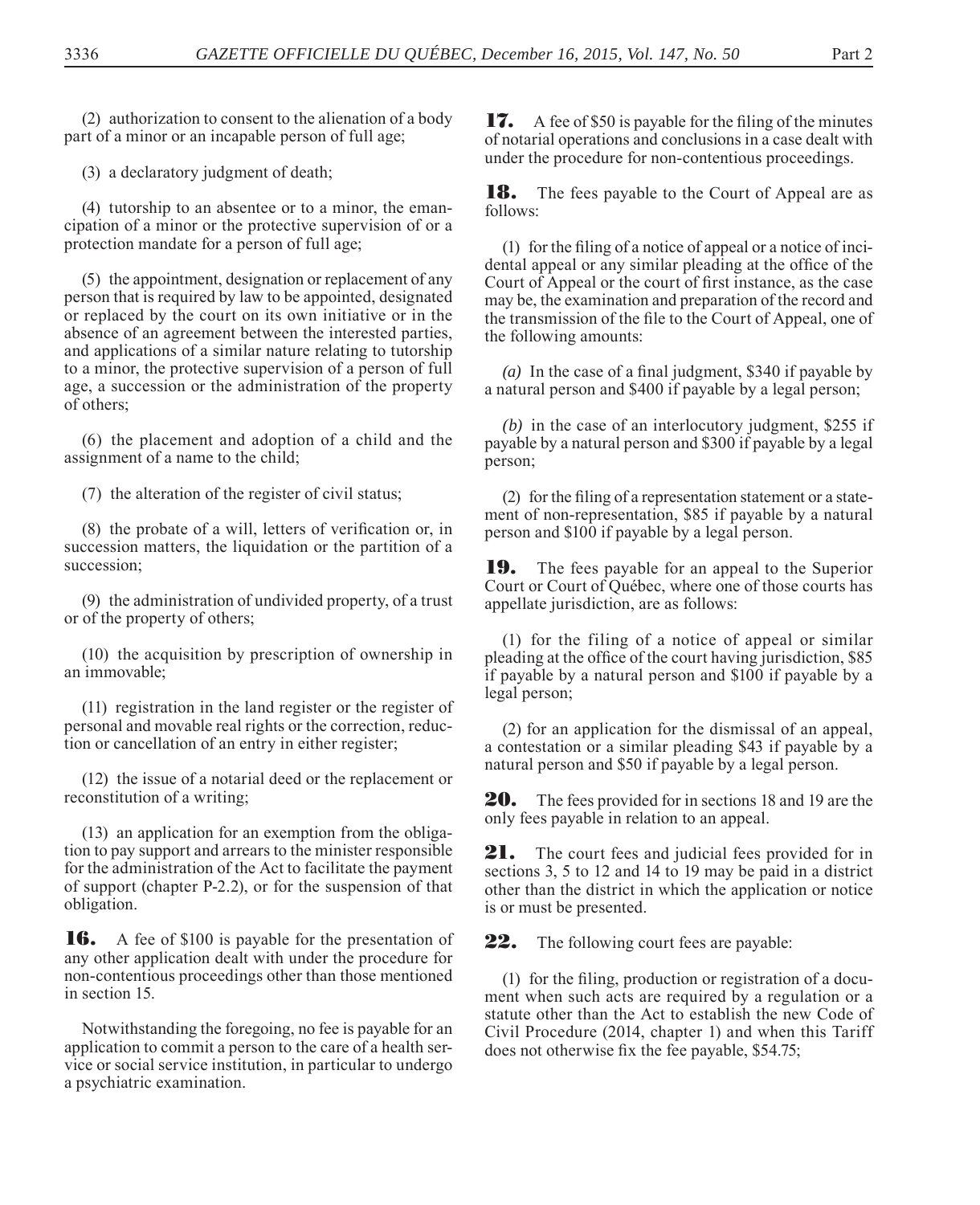(2) authorization to consent to the alienation of a body part of a minor or an incapable person of full age;

(3) a declaratory judgment of death;

(4) tutorship to an absentee or to a minor, the emancipation of a minor or the protective supervision of or a protection mandate for a person of full age;

(5) the appointment, designation or replacement of any person that is required by law to be appointed, designated or replaced by the court on its own initiative or in the absence of an agreement between the interested parties, and applications of a similar nature relating to tutorship to a minor, the protective supervision of a person of full age, a succession or the administration of the property of others;

(6) the placement and adoption of a child and the assignment of a name to the child;

(7) the alteration of the register of civil status;

(8) the probate of a will, letters of verification or, in succession matters, the liquidation or the partition of a succession;

(9) the administration of undivided property, of a trust or of the property of others;

(10) the acquisition by prescription of ownership in an immovable;

(11) registration in the land register or the register of personal and movable real rights or the correction, reduction or cancellation of an entry in either register;

(12) the issue of a notarial deed or the replacement or reconstitution of a writing;

(13) an application for an exemption from the obligation to pay support and arrears to the minister responsible for the administration of the Act to facilitate the payment of support (chapter P-2.2), or for the suspension of that obligation.

**16.** A fee of $100 is payable for the presentation of any other application dealt with under the procedure for non-contentious proceedings other than those mentioned in section 15.

Notwithstanding the foregoing, no fee is payable for an application to commit a person to the care of a health service or social service institution, in particular to undergo a psychiatric examination.

**17.** A fee of $50 is payable for the filing of the minutes of notarial operations and conclusions in a case dealt with under the procedure for non-contentious proceedings.

**18.** The fees payable to the Court of Appeal are as follows:

(1) for the filing of a notice of appeal or a notice of incidental appeal or any similar pleading at the office of the Court of Appeal or the court of first instance, as the case may be, the examination and preparation of the record and the transmission of the file to the Court of Appeal, one of the following amounts:

*(a)* In the case of a final judgment, $340 if payable by a natural person and $400 if payable by a legal person;

*(b)* in the case of an interlocutory judgment, $255 if payable by a natural person and $300 if payable by a legal person;

(2) for the filing of a representation statement or a statement of non-representation, $85 if payable by a natural person and $100 if payable by a legal person.

**19.** The fees payable for an appeal to the Superior Court or Court of Québec, where one of those courts has appellate jurisdiction, are as follows:

(1) for the filing of a notice of appeal or similar pleading at the office of the court having jurisdiction, $85 if payable by a natural person and $100 if payable by a legal person;

(2) for an application for the dismissal of an appeal, a contestation or a similar pleading $43 if payable by a natural person and $50 if payable by a legal person.

**20.** The fees provided for in sections 18 and 19 are the only fees payable in relation to an appeal.

**21.** The court fees and judicial fees provided for in sections 3, 5 to 12 and 14 to 19 may be paid in a district other than the district in which the application or notice is or must be presented.

**22.** The following court fees are payable:

(1) for the filing, production or registration of a document when such acts are required by a regulation or a statute other than the Act to establish the new Code of Civil Procedure (2014, chapter 1) and when this Tariff does not otherwise fix the fee payable, $54.75;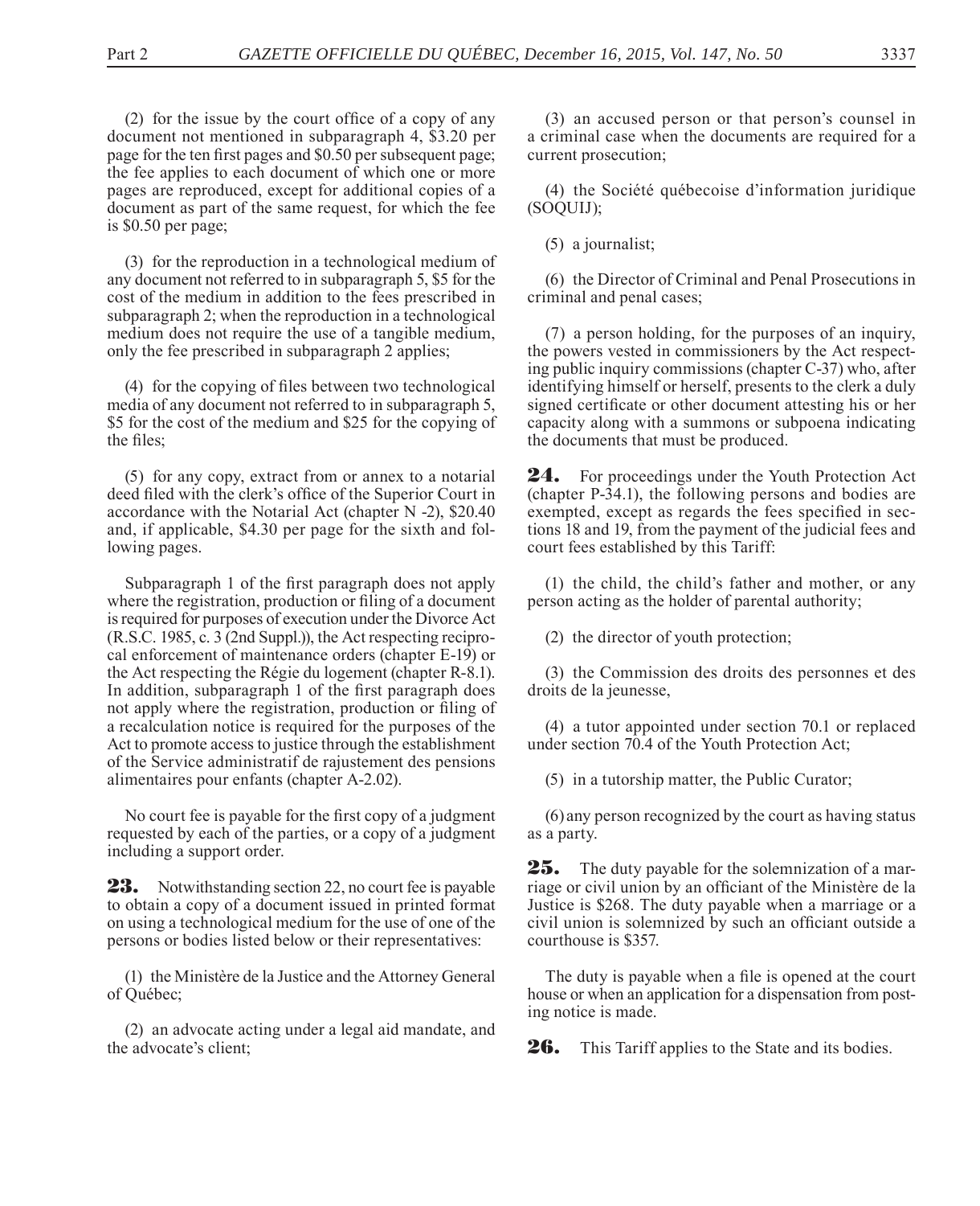(2) for the issue by the court office of a copy of any document not mentioned in subparagraph 4, $3.20 per page for the ten first pages and $0.50 per subsequent page; the fee applies to each document of which one or more pages are reproduced, except for additional copies of a document as part of the same request, for which the fee is $0.50 per page;

(3) for the reproduction in a technological medium of any document not referred to in subparagraph 5, $5 for the cost of the medium in addition to the fees prescribed in subparagraph 2; when the reproduction in a technological medium does not require the use of a tangible medium, only the fee prescribed in subparagraph 2 applies;

(4) for the copying of files between two technological media of any document not referred to in subparagraph 5, $5 for the cost of the medium and $25 for the copying of the files;

(5) for any copy, extract from or annex to a notarial deed filed with the clerk's office of the Superior Court in accordance with the Notarial Act (chapter N -2), $20.40 and, if applicable, $4.30 per page for the sixth and following pages.

Subparagraph 1 of the first paragraph does not apply where the registration, production or filing of a document is required for purposes of execution under the Divorce Act (R.S.C. 1985, c. 3 (2nd Suppl.)), the Act respecting reciprocal enforcement of maintenance orders (chapter E-19) or the Act respecting the Régie du logement (chapter R-8.1). In addition, subparagraph 1 of the first paragraph does not apply where the registration, production or filing of a recalculation notice is required for the purposes of the Act to promote access to justice through the establishment of the Service administratif de rajustement des pensions alimentaires pour enfants (chapter A-2.02).

No court fee is payable for the first copy of a judgment requested by each of the parties, or a copy of a judgment including a support order.

**23.** Notwithstanding section 22, no court fee is payable to obtain a copy of a document issued in printed format on using a technological medium for the use of one of the persons or bodies listed below or their representatives:

(1) the Ministère de la Justice and the Attorney General of Québec;

(2) an advocate acting under a legal aid mandate, and the advocate's client;

(3) an accused person or that person's counsel in a criminal case when the documents are required for a current prosecution;

(4) the Société québecoise d'information juridique (SOQUIJ);

(5) a journalist;

(6) the Director of Criminal and Penal Prosecutions in criminal and penal cases;

(7) a person holding, for the purposes of an inquiry, the powers vested in commissioners by the Act respecting public inquiry commissions (chapter C-37) who, after identifying himself or herself, presents to the clerk a duly signed certificate or other document attesting his or her capacity along with a summons or subpoena indicating the documents that must be produced.

**24.** For proceedings under the Youth Protection Act (chapter P-34.1), the following persons and bodies are exempted, except as regards the fees specified in sections 18 and 19, from the payment of the judicial fees and court fees established by this Tariff:

(1) the child, the child's father and mother, or any person acting as the holder of parental authority;

(2) the director of youth protection;

(3) the Commission des droits des personnes et des droits de la jeunesse,

(4) a tutor appointed under section 70.1 or replaced under section 70.4 of the Youth Protection Act;

(5) in a tutorship matter, the Public Curator;

(6) any person recognized by the court as having status as a party.

**25.** The duty payable for the solemnization of a marriage or civil union by an officiant of the Ministère de la Justice is $268. The duty payable when a marriage or a civil union is solemnized by such an officiant outside a courthouse is $357.

The duty is payable when a file is opened at the court house or when an application for a dispensation from posting notice is made.

**26.** This Tariff applies to the State and its bodies.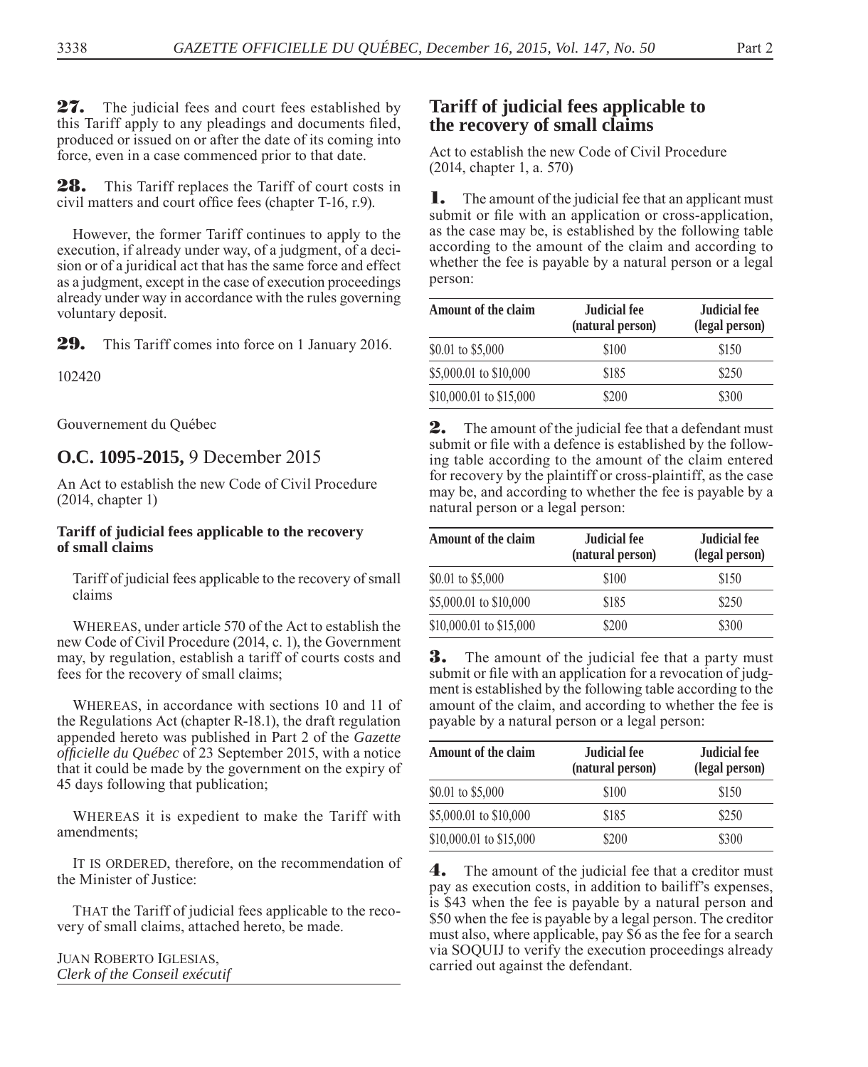**27.** The judicial fees and court fees established by this Tariff apply to any pleadings and documents filed, produced or issued on or after the date of its coming into force, even in a case commenced prior to that date.

**28.** This Tariff replaces the Tariff of court costs in civil matters and court office fees (chapter T-16, r.9).

However, the former Tariff continues to apply to the execution, if already under way, of a judgment, of a decision or of a juridical act that has the same force and effect as a judgment, except in the case of execution proceedings already under way in accordance with the rules governing voluntary deposit.

**29.** This Tariff comes into force on 1 January 2016.

102420

Gouvernement du Québec

## O.C. 1095-2015, 9 December 2015

An Act to establish the new Code of Civil Procedure (2014, chapter 1)

**Tariff of judicial fees applicable to the recovery of small claims**

Tariff of judicial fees applicable to the recovery of small claims

WHEREAS, under article 570 of the Act to establish the new Code of Civil Procedure (2014, c. 1), the Government may, by regulation, establish a tariff of courts costs and fees for the recovery of small claims;

WHEREAS, in accordance with sections 10 and 11 of the Regulations Act (chapter R-18.1), the draft regulation appended hereto was published in Part 2 of the *Gazette officielle du Québec* of 23 September 2015, with a notice that it could be made by the government on the expiry of 45 days following that publication;

WHEREAS it is expedient to make the Tariff with amendments;

IT IS ORDERED, therefore, on the recommendation of the Minister of Justice:

THAT the Tariff of judicial fees applicable to the recovery of small claims, attached hereto, be made.

JUAN ROBERTO IGLESIAS,
*Clerk of the Conseil exécutif*

## Tariff of judicial fees applicable to the recovery of small claims

Act to establish the new Code of Civil Procedure (2014, chapter 1, a. 570)

**1.** The amount of the judicial fee that an applicant must submit or file with an application or cross-application, as the case may be, is established by the following table according to the amount of the claim and according to whether the fee is payable by a natural person or a legal person:

| Amount of the claim | Judicial fee (natural person) | Judicial fee (legal person) |
|---|---|---|
| \$0.01 to \$5,000 | \$100 | \$150 |
| \$5,000.01 to \$10,000 | \$185 | \$250 |
| \$10,000.01 to \$15,000 | \$200 | \$300 |

**2.** The amount of the judicial fee that a defendant must submit or file with a defence is established by the following table according to the amount of the claim entered for recovery by the plaintiff or cross-plaintiff, as the case may be, and according to whether the fee is payable by a natural person or a legal person:

| Amount of the claim | Judicial fee (natural person) | Judicial fee (legal person) |
|---|---|---|
| \$0.01 to \$5,000 | \$100 | \$150 |
| \$5,000.01 to \$10,000 | \$185 | \$250 |
| \$10,000.01 to \$15,000 | \$200 | \$300 |

**3.** The amount of the judicial fee that a party must submit or file with an application for a revocation of judgment is established by the following table according to the amount of the claim, and according to whether the fee is payable by a natural person or a legal person:

| Amount of the claim | Judicial fee (natural person) | Judicial fee (legal person) |
|---|---|---|
| \$0.01 to \$5,000 | \$100 | \$150 |
| \$5,000.01 to \$10,000 | \$185 | \$250 |
| \$10,000.01 to \$15,000 | \$200 | \$300 |

**4.** The amount of the judicial fee that a creditor must pay as execution costs, in addition to bailiff's expenses, is \$43 when the fee is payable by a natural person and \$50 when the fee is payable by a legal person. The creditor must also, where applicable, pay \$6 as the fee for a search via SOQUIJ to verify the execution proceedings already carried out against the defendant.